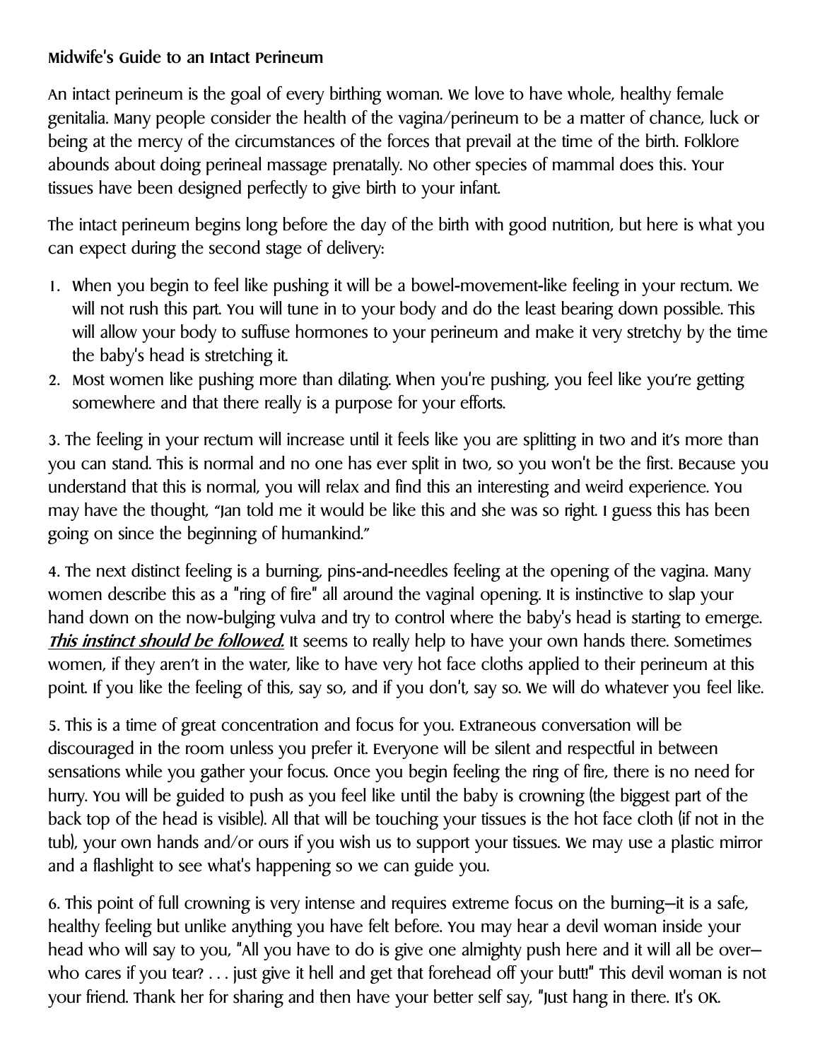**Midwife's Guide to an Intact Perineum**

An intact perineum is the goal of every birthing woman. We love to have whole, healthy female genitalia. Many people consider the health of the vagina/perineum to be a matter of chance, luck or being at the mercy of the circumstances of the forces that prevail at the time of the birth. Folklore abounds about doing perineal massage prenatally. No other species of mammal does this. Your tissues have been designed perfectly to give birth to your infant.

The intact perineum begins long before the day of the birth with good nutrition, but here is what you can expect during the second stage of delivery:

1. When you begin to feel like pushing it will be a bowel-movement-like feeling in your rectum. We will not rush this part. You will tune in to your body and do the least bearing down possible. This will allow your body to suffuse hormones to your perineum and make it very stretchy by the time the baby's head is stretching it.
2. Most women like pushing more than dilating. When you're pushing, you feel like you're getting somewhere and that there really is a purpose for your efforts.

3. The feeling in your rectum will increase until it feels like you are splitting in two and it's more than you can stand. This is normal and no one has ever split in two, so you won't be the first. Because you understand that this is normal, you will relax and find this an interesting and weird experience. You may have the thought, "Jan told me it would be like this and she was so right. I guess this has been going on since the beginning of humankind."

4. The next distinct feeling is a burning, pins-and-needles feeling at the opening of the vagina. Many women describe this as a "ring of fire" all around the vaginal opening. It is instinctive to slap your hand down on the now-bulging vulva and try to control where the baby's head is starting to emerge. ***This instinct should be followed.*** It seems to really help to have your own hands there. Sometimes women, if they aren't in the water, like to have very hot face cloths applied to their perineum at this point. If you like the feeling of this, say so, and if you don't, say so. We will do whatever you feel like.

5. This is a time of great concentration and focus for you. Extraneous conversation will be discouraged in the room unless you prefer it. Everyone will be silent and respectful in between sensations while you gather your focus. Once you begin feeling the ring of fire, there is no need for hurry. You will be guided to push as you feel like until the baby is crowning (the biggest part of the back top of the head is visible). All that will be touching your tissues is the hot face cloth (if not in the tub), your own hands and/or ours if you wish us to support your tissues. We may use a plastic mirror and a flashlight to see what's happening so we can guide you.

6. This point of full crowning is very intense and requires extreme focus on the burning—it is a safe, healthy feeling but unlike anything you have felt before. You may hear a devil woman inside your head who will say to you, "All you have to do is give one almighty push here and it will all be over—who cares if you tear? . . . just give it hell and get that forehead off your butt!" This devil woman is not your friend. Thank her for sharing and then have your better self say, "Just hang in there. It's OK.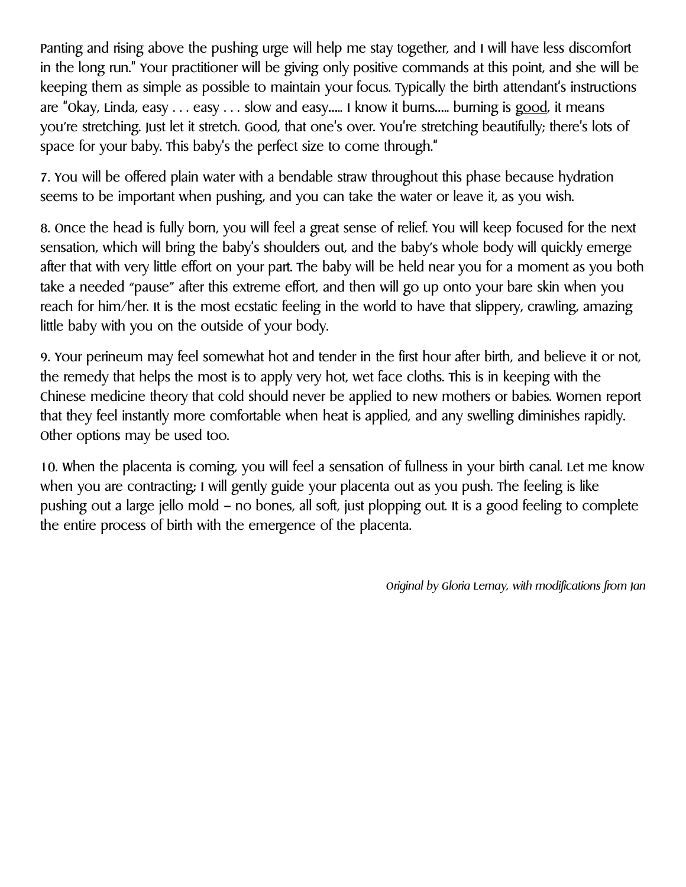Panting and rising above the pushing urge will help me stay together, and I will have less discomfort in the long run." Your practitioner will be giving only positive commands at this point, and she will be keeping them as simple as possible to maintain your focus. Typically the birth attendant's instructions are "Okay, Linda, easy . . . easy . . . slow and easy..... I know it burns..... burning is <u>good</u>, it means you're stretching. Just let it stretch. Good, that one's over. You're stretching beautifully; there's lots of space for your baby. This baby's the perfect size to come through."

7. You will be offered plain water with a bendable straw throughout this phase because hydration seems to be important when pushing, and you can take the water or leave it, as you wish.

8. Once the head is fully born, you will feel a great sense of relief. You will keep focused for the next sensation, which will bring the baby's shoulders out, and the baby's whole body will quickly emerge after that with very little effort on your part. The baby will be held near you for a moment as you both take a needed "pause" after this extreme effort, and then will go up onto your bare skin when you reach for him/her. It is the most ecstatic feeling in the world to have that slippery, crawling, amazing little baby with you on the outside of your body.

9. Your perineum may feel somewhat hot and tender in the first hour after birth, and believe it or not, the remedy that helps the most is to apply very hot, wet face cloths. This is in keeping with the Chinese medicine theory that cold should never be applied to new mothers or babies. Women report that they feel instantly more comfortable when heat is applied, and any swelling diminishes rapidly. Other options may be used too.

10. When the placenta is coming, you will feel a sensation of fullness in your birth canal. Let me know when you are contracting; I will gently guide your placenta out as you push. The feeling is like pushing out a large jello mold – no bones, all soft, just plopping out. It is a good feeling to complete the entire process of birth with the emergence of the placenta.

*Original by Gloria Lemay, with modifications from Jan*